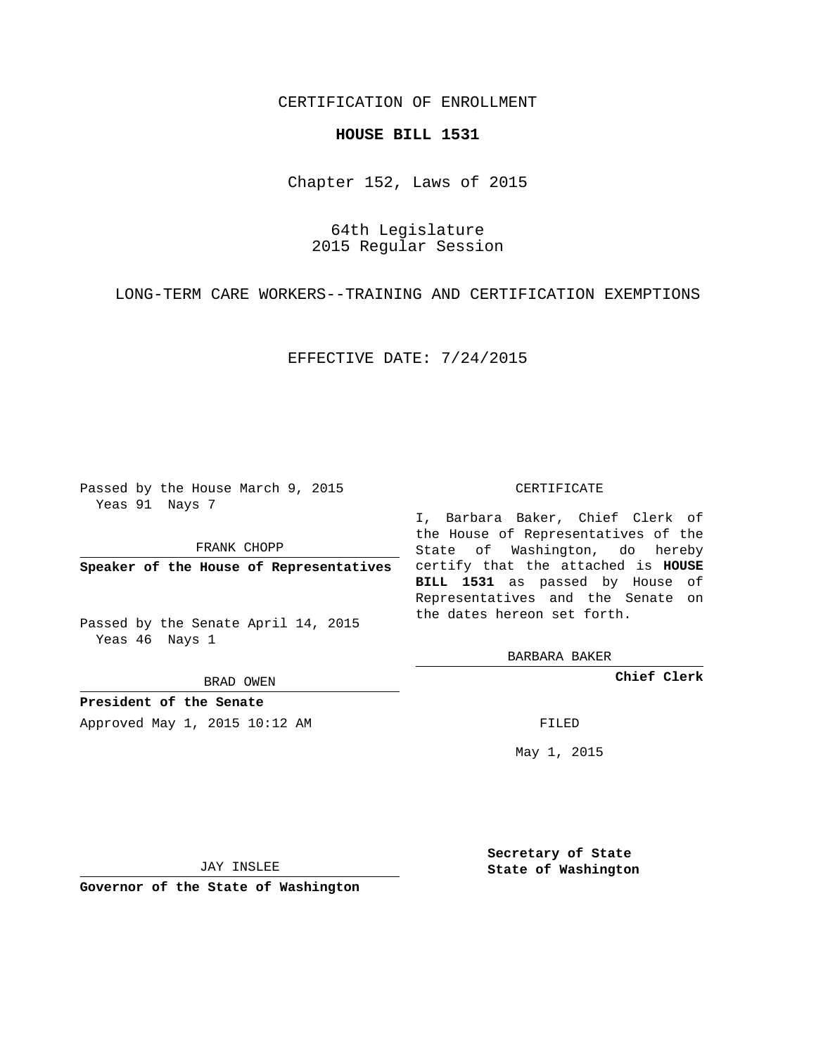CERTIFICATION OF ENROLLMENT

**HOUSE BILL 1531**

Chapter 152, Laws of 2015

64th Legislature
2015 Regular Session

LONG-TERM CARE WORKERS--TRAINING AND CERTIFICATION EXEMPTIONS

EFFECTIVE DATE: 7/24/2015

Passed by the House March 9, 2015
Yeas 91 Nays 7

FRANK CHOPP

**Speaker of the House of Representatives**

Passed by the Senate April 14, 2015
Yeas 46 Nays 1

BRAD OWEN

**President of the Senate**

Approved May 1, 2015 10:12 AM

JAY INSLEE

**Governor of the State of Washington**

CERTIFICATE

I, Barbara Baker, Chief Clerk of the House of Representatives of the State of Washington, do hereby certify that the attached is **HOUSE BILL 1531** as passed by House of Representatives and the Senate on the dates hereon set forth.

BARBARA BAKER

**Chief Clerk**

FILED

May 1, 2015

**Secretary of State**
**State of Washington**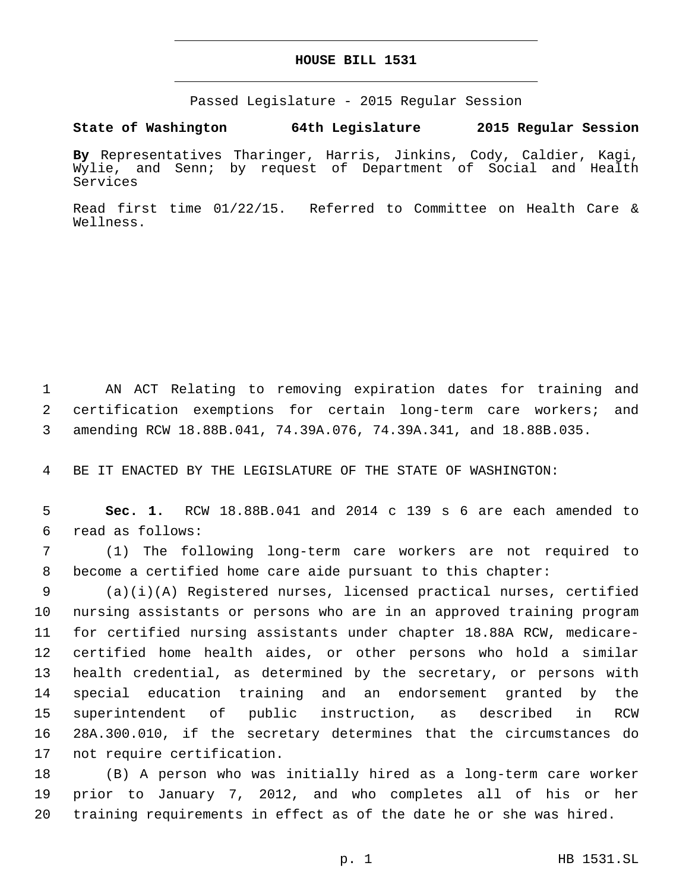# HOUSE BILL 1531

Passed Legislature - 2015 Regular Session

**State of Washington 64th Legislature 2015 Regular Session**

**By** Representatives Tharinger, Harris, Jinkins, Cody, Caldier, Kagi, Wylie, and Senn; by request of Department of Social and Health Services

Read first time 01/22/15. Referred to Committee on Health Care & Wellness.

AN ACT Relating to removing expiration dates for training and certification exemptions for certain long-term care workers; and amending RCW 18.88B.041, 74.39A.076, 74.39A.341, and 18.88B.035.

BE IT ENACTED BY THE LEGISLATURE OF THE STATE OF WASHINGTON:

**Sec. 1.** RCW 18.88B.041 and 2014 c 139 s 6 are each amended to read as follows:

(1) The following long-term care workers are not required to become a certified home care aide pursuant to this chapter:

(a)(i)(A) Registered nurses, licensed practical nurses, certified nursing assistants or persons who are in an approved training program for certified nursing assistants under chapter 18.88A RCW, medicare-certified home health aides, or other persons who hold a similar health credential, as determined by the secretary, or persons with special education training and an endorsement granted by the superintendent of public instruction, as described in RCW 28A.300.010, if the secretary determines that the circumstances do not require certification.

(B) A person who was initially hired as a long-term care worker prior to January 7, 2012, and who completes all of his or her training requirements in effect as of the date he or she was hired.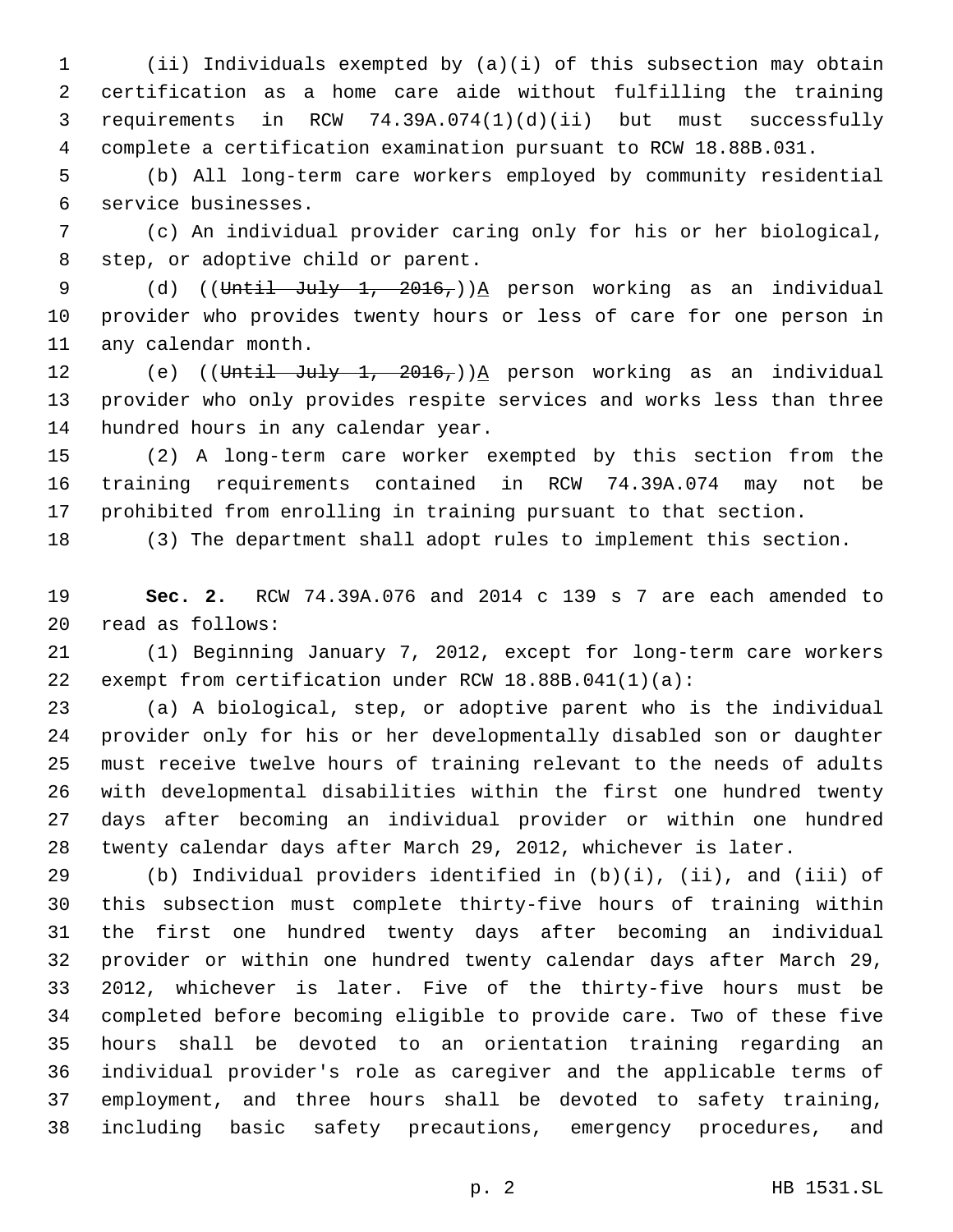(ii) Individuals exempted by (a)(i) of this subsection may obtain certification as a home care aide without fulfilling the training requirements in RCW 74.39A.074(1)(d)(ii) but must successfully complete a certification examination pursuant to RCW 18.88B.031.

(b) All long-term care workers employed by community residential service businesses.

(c) An individual provider caring only for his or her biological, step, or adoptive child or parent.

(d) ((~~Until July 1, 2016,~~))A person working as an individual provider who provides twenty hours or less of care for one person in any calendar month.

(e) ((~~Until July 1, 2016,~~))A person working as an individual provider who only provides respite services and works less than three hundred hours in any calendar year.

(2) A long-term care worker exempted by this section from the training requirements contained in RCW 74.39A.074 may not be prohibited from enrolling in training pursuant to that section.

(3) The department shall adopt rules to implement this section.

**Sec. 2.** RCW 74.39A.076 and 2014 c 139 s 7 are each amended to read as follows:

(1) Beginning January 7, 2012, except for long-term care workers exempt from certification under RCW 18.88B.041(1)(a):

(a) A biological, step, or adoptive parent who is the individual provider only for his or her developmentally disabled son or daughter must receive twelve hours of training relevant to the needs of adults with developmental disabilities within the first one hundred twenty days after becoming an individual provider or within one hundred twenty calendar days after March 29, 2012, whichever is later.

(b) Individual providers identified in (b)(i), (ii), and (iii) of this subsection must complete thirty-five hours of training within the first one hundred twenty days after becoming an individual provider or within one hundred twenty calendar days after March 29, 2012, whichever is later. Five of the thirty-five hours must be completed before becoming eligible to provide care. Two of these five hours shall be devoted to an orientation training regarding an individual provider's role as caregiver and the applicable terms of employment, and three hours shall be devoted to safety training, including basic safety precautions, emergency procedures, and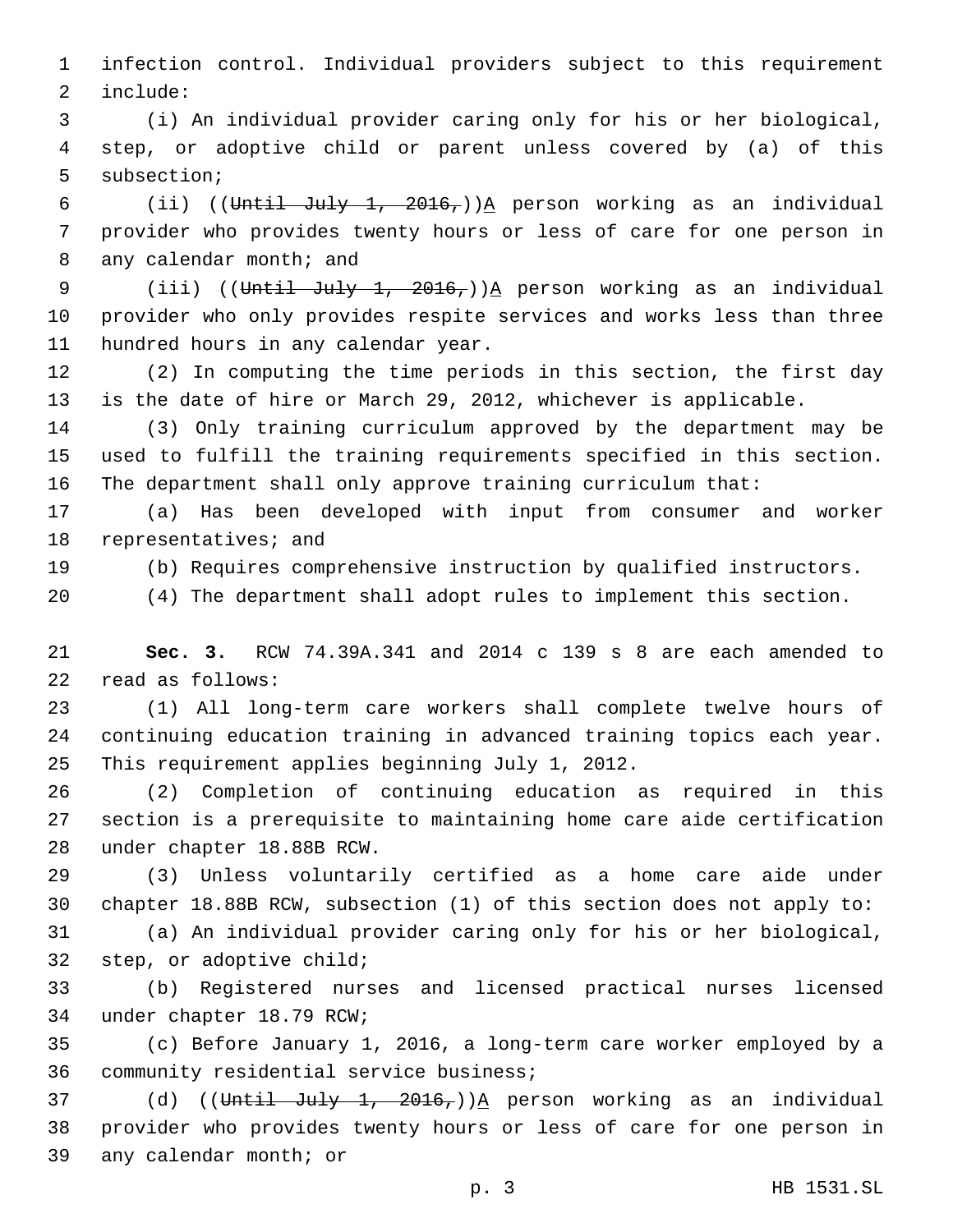infection control. Individual providers subject to this requirement include:

(i) An individual provider caring only for his or her biological, step, or adoptive child or parent unless covered by (a) of this subsection;

(ii) ((~~Until July 1, 2016,~~))<u>A</u> person working as an individual provider who provides twenty hours or less of care for one person in any calendar month; and

(iii) ((~~Until July 1, 2016,~~))<u>A</u> person working as an individual provider who only provides respite services and works less than three hundred hours in any calendar year.

(2) In computing the time periods in this section, the first day is the date of hire or March 29, 2012, whichever is applicable.

(3) Only training curriculum approved by the department may be used to fulfill the training requirements specified in this section. The department shall only approve training curriculum that:

(a) Has been developed with input from consumer and worker representatives; and

(b) Requires comprehensive instruction by qualified instructors.

(4) The department shall adopt rules to implement this section.

**Sec. 3.** RCW 74.39A.341 and 2014 c 139 s 8 are each amended to read as follows:

(1) All long-term care workers shall complete twelve hours of continuing education training in advanced training topics each year. This requirement applies beginning July 1, 2012.

(2) Completion of continuing education as required in this section is a prerequisite to maintaining home care aide certification under chapter 18.88B RCW.

(3) Unless voluntarily certified as a home care aide under chapter 18.88B RCW, subsection (1) of this section does not apply to:

(a) An individual provider caring only for his or her biological, step, or adoptive child;

(b) Registered nurses and licensed practical nurses licensed under chapter 18.79 RCW;

(c) Before January 1, 2016, a long-term care worker employed by a community residential service business;

(d) ((~~Until July 1, 2016,~~))<u>A</u> person working as an individual provider who provides twenty hours or less of care for one person in any calendar month; or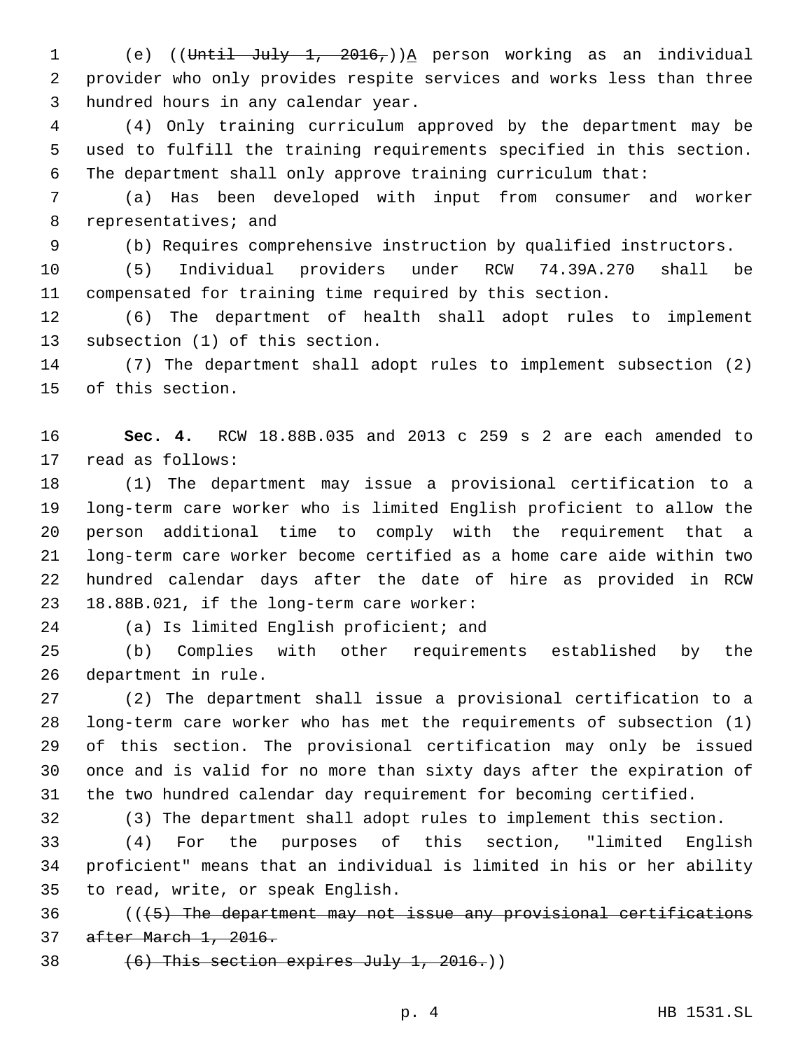(e) ((~~Until July 1, 2016,~~))A person working as an individual provider who only provides respite services and works less than three hundred hours in any calendar year.

(4) Only training curriculum approved by the department may be used to fulfill the training requirements specified in this section. The department shall only approve training curriculum that:

(a) Has been developed with input from consumer and worker representatives; and

(b) Requires comprehensive instruction by qualified instructors.

(5) Individual providers under RCW 74.39A.270 shall be compensated for training time required by this section.

(6) The department of health shall adopt rules to implement subsection (1) of this section.

(7) The department shall adopt rules to implement subsection (2) of this section.

**Sec. 4.** RCW 18.88B.035 and 2013 c 259 s 2 are each amended to read as follows:

(1) The department may issue a provisional certification to a long-term care worker who is limited English proficient to allow the person additional time to comply with the requirement that a long-term care worker become certified as a home care aide within two hundred calendar days after the date of hire as provided in RCW 18.88B.021, if the long-term care worker:

(a) Is limited English proficient; and

(b) Complies with other requirements established by the department in rule.

(2) The department shall issue a provisional certification to a long-term care worker who has met the requirements of subsection (1) of this section. The provisional certification may only be issued once and is valid for no more than sixty days after the expiration of the two hundred calendar day requirement for becoming certified.

(3) The department shall adopt rules to implement this section.

(4) For the purposes of this section, "limited English proficient" means that an individual is limited in his or her ability to read, write, or speak English.

((~~(5) The department may not issue any provisional certifications after March 1, 2016.~~

~~(6) This section expires July 1, 2016.~~))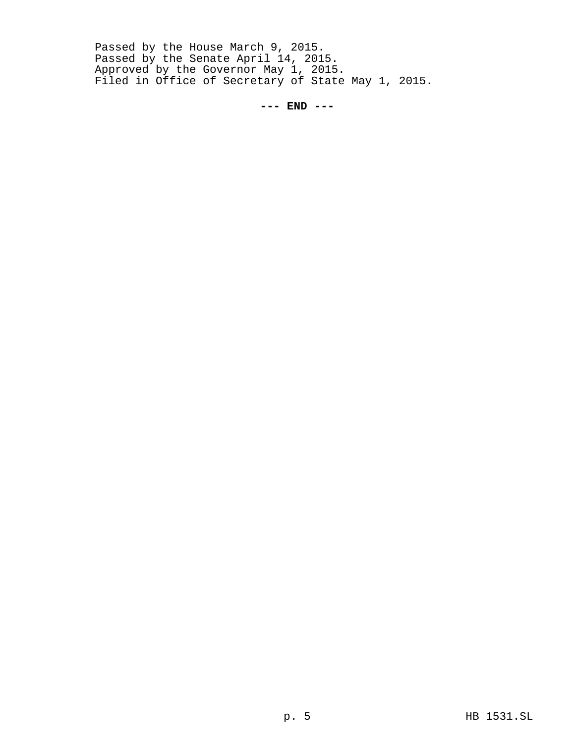Passed by the House March 9, 2015.
Passed by the Senate April 14, 2015.
Approved by the Governor May 1, 2015.
Filed in Office of Secretary of State May 1, 2015.

**--- END ---**